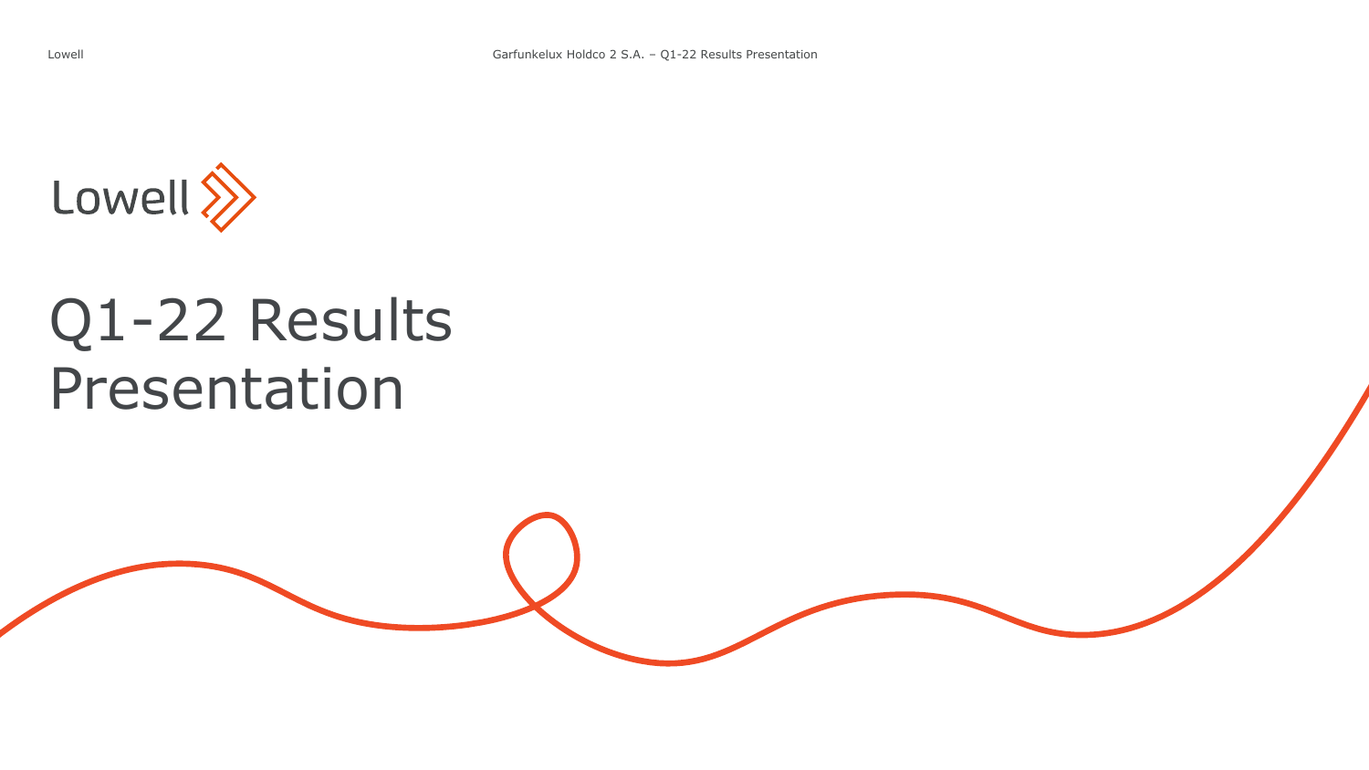Lowell

# Q1-22 Results Presentation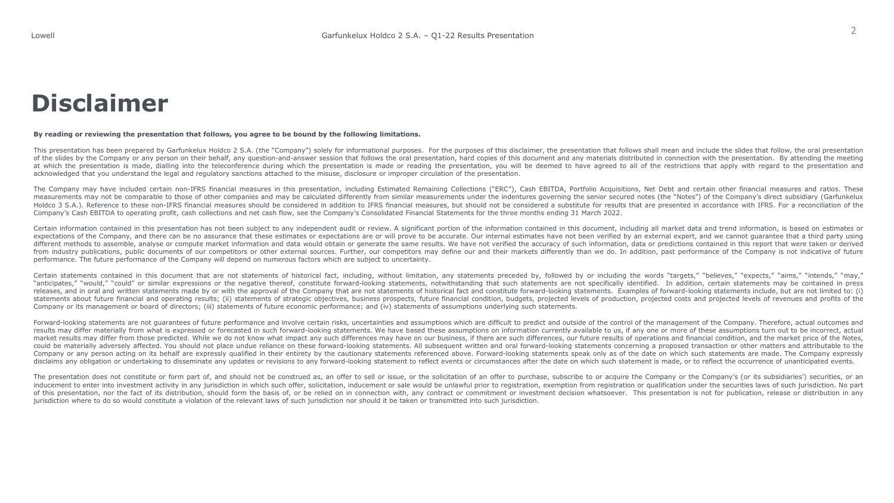# Disclaimer

**By reading or reviewing the presentation that follows, you agree to be bound by the following limitations.**

This presentation has been prepared by Garfunkelux Holdco 2 S.A. (the "Company") solely for informational purposes. For the purposes of this disclaimer, the presentation that follows shall mean and include the slides that follow, the oral presentation of the slides by the Company or any person on their behalf, any question-and-answer session that follows the oral presentation, hard copies of this document and any materials distributed in connection with the presentation. By attending the meeting at which the presentation is made, dialling into the teleconference during which the presentation is made or reading the presentation, you will be deemed to have agreed to all of the restrictions that apply with regard to the presentation and acknowledged that you understand the legal and regulatory sanctions attached to the misuse, disclosure or improper circulation of the presentation.

The Company may have included certain non-IFRS financial measures in this presentation, including Estimated Remaining Collections ("ERC"), Cash EBITDA, Portfolio Acquisitions, Net Debt and certain other financial measures and ratios. These measurements may not be comparable to those of other companies and may be calculated differently from similar measurements under the indentures governing the senior secured notes (the "Notes") of the Company's direct subsidiary (Garfunkelux Holdco 3 S.A.). Reference to these non-IFRS financial measures should be considered in addition to IFRS financial measures, but should not be considered a substitute for results that are presented in accordance with IFRS. For a reconciliation of the Company's Cash EBITDA to operating profit, cash collections and net cash flow, see the Company's Consolidated Financial Statements for the three months ending 31 March 2022.

Certain information contained in this presentation has not been subject to any independent audit or review. A significant portion of the information contained in this document, including all market data and trend information, is based on estimates or expectations of the Company, and there can be no assurance that these estimates or expectations are or will prove to be accurate. Our internal estimates have not been verified by an external expert, and we cannot guarantee that a third party using different methods to assemble, analyse or compute market information and data would obtain or generate the same results. We have not verified the accuracy of such information, data or predictions contained in this report that were taken or derived from industry publications, public documents of our competitors or other external sources. Further, our competitors may define our and their markets differently than we do. In addition, past performance of the Company is not indicative of future performance. The future performance of the Company will depend on numerous factors which are subject to uncertainty.

Certain statements contained in this document that are not statements of historical fact, including, without limitation, any statements preceded by, followed by or including the words "targets," "believes," "expects," "aims," "intends," "may," "anticipates," "would," "could" or similar expressions or the negative thereof, constitute forward-looking statements, notwithstanding that such statements are not specifically identified. In addition, certain statements may be contained in press releases, and in oral and written statements made by or with the approval of the Company that are not statements of historical fact and constitute forward-looking statements. Examples of forward-looking statements include, but are not limited to: (i) statements about future financial and operating results; (ii) statements of strategic objectives, business prospects, future financial condition, budgets, projected levels of production, projected costs and projected levels of revenues and profits of the Company or its management or board of directors; (iii) statements of future economic performance; and (iv) statements of assumptions underlying such statements.

Forward-looking statements are not guarantees of future performance and involve certain risks, uncertainties and assumptions which are difficult to predict and outside of the control of the management of the Company. Therefore, actual outcomes and results may differ materially from what is expressed or forecasted in such forward-looking statements. We have based these assumptions on information currently available to us, if any one or more of these assumptions turn out to be incorrect, actual market results may differ from those predicted. While we do not know what impact any such differences may have on our business, if there are such differences, our future results of operations and financial condition, and the market price of the Notes, could be materially adversely affected. You should not place undue reliance on these forward-looking statements. All subsequent written and oral forward-looking statements concerning a proposed transaction or other matters and attributable to the Company or any person acting on its behalf are expressly qualified in their entirety by the cautionary statements referenced above. Forward-looking statements speak only as of the date on which such statements are made. The Company expressly disclaims any obligation or undertaking to disseminate any updates or revisions to any forward-looking statement to reflect events or circumstances after the date on which such statement is made, or to reflect the occurrence of unanticipated events.

The presentation does not constitute or form part of, and should not be construed as, an offer to sell or issue, or the solicitation of an offer to purchase, subscribe to or acquire the Company or the Company's (or its subsidiaries') securities, or an inducement to enter into investment activity in any jurisdiction in which such offer, solicitation, inducement or sale would be unlawful prior to registration, exemption from registration or qualification under the securities laws of such jurisdiction. No part of this presentation, nor the fact of its distribution, should form the basis of, or be relied on in connection with, any contract or commitment or investment decision whatsoever. This presentation is not for publication, release or distribution in any jurisdiction where to do so would constitute a violation of the relevant laws of such jurisdiction nor should it be taken or transmitted into such jurisdiction.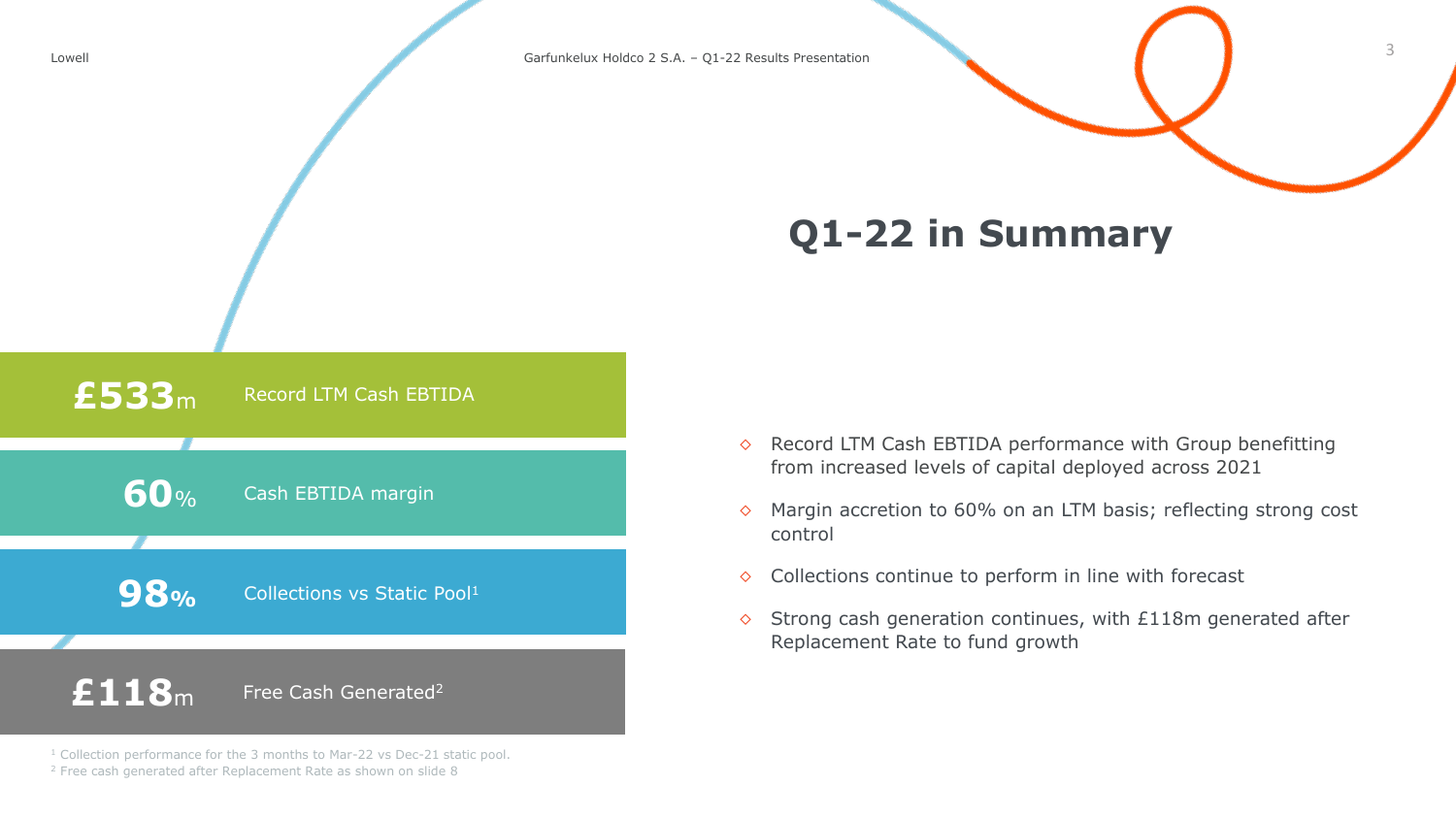# Q1-22 in Summary

| | |
|---|---|
| **£533**m | Record LTM Cash EBTIDA |
| **60**% | Cash EBTIDA margin |
| **98**% | Collections vs Static Pool[1] |
| **£118**m | Free Cash Generated[2] |

- Record LTM Cash EBTIDA performance with Group benefitting from increased levels of capital deployed across 2021
- Margin accretion to 60% on an LTM basis; reflecting strong cost control
- Collections continue to perform in line with forecast
- Strong cash generation continues, with £118m generated after Replacement Rate to fund growth

[1] Collection performance for the 3 months to Mar-22 vs Dec-21 static pool.
[2] Free cash generated after Replacement Rate as shown on slide 8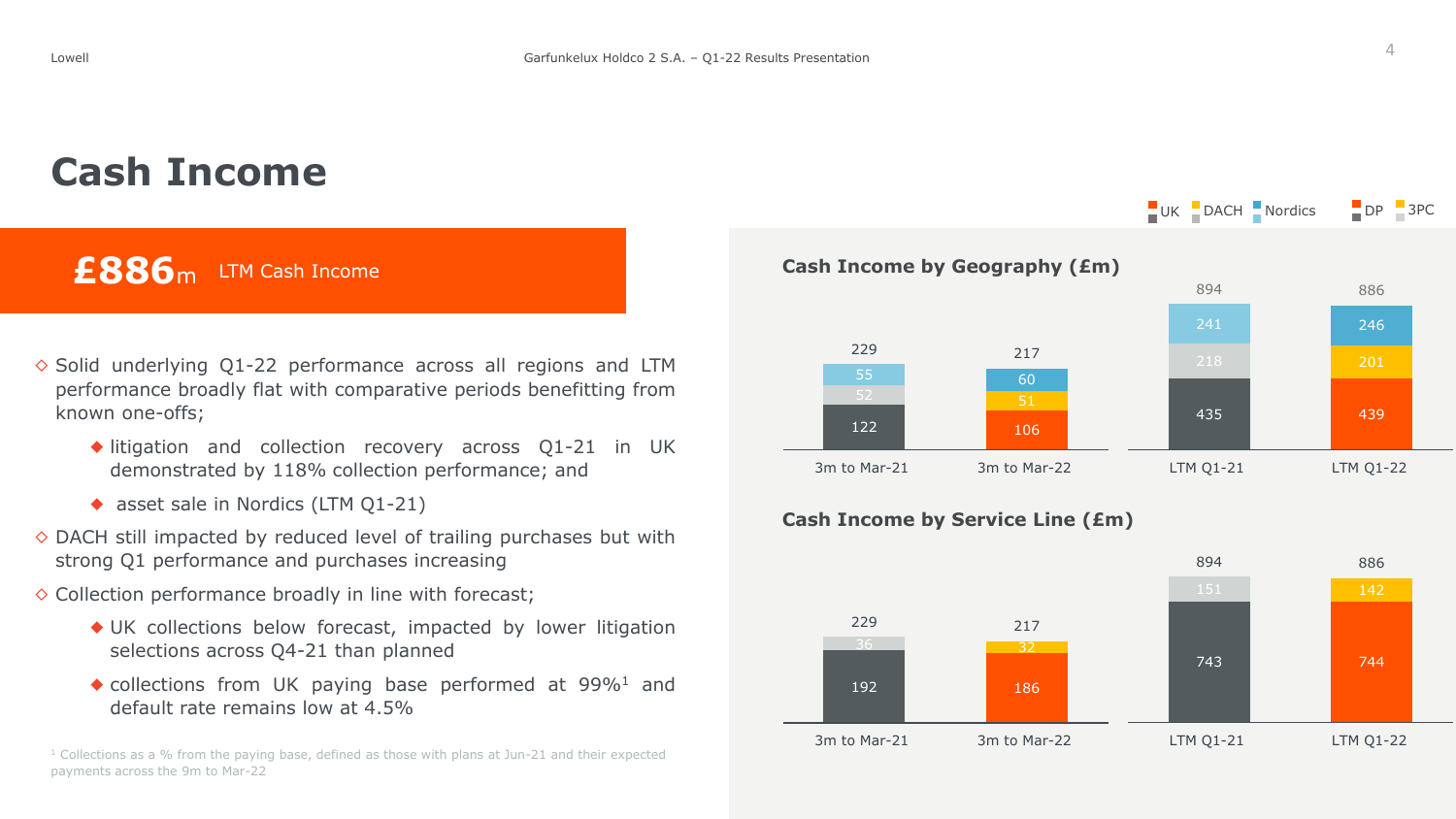# Cash Income

**£886m** LTM Cash Income

- Solid underlying Q1-22 performance across all regions and LTM performance broadly flat with comparative periods benefitting from known one-offs;
  - litigation and collection recovery across Q1-21 in UK demonstrated by 118% collection performance; and
  - asset sale in Nordics (LTM Q1-21)
- DACH still impacted by reduced level of trailing purchases but with strong Q1 performance and purchases increasing
- Collection performance broadly in line with forecast;
  - UK collections below forecast, impacted by lower litigation selections across Q4-21 than planned
  - collections from UK paying base performed at 99%[1] and default rate remains low at 4.5%

**Cash Income by Geography (£m)**

| | 3m to Mar-21 | 3m to Mar-22 | LTM Q1-21 | LTM Q1-22 |
|---|---|---|---|---|
| UK | 122 | 106 | 435 | 439 |
| DACH | 52 | 51 | 218 | 201 |
| Nordics | 55 | 60 | 241 | 246 |
| Total | 229 | 217 | 894 | 886 |

**Cash Income by Service Line (£m)**

| | 3m to Mar-21 | 3m to Mar-22 | LTM Q1-21 | LTM Q1-22 |
|---|---|---|---|---|
| DP | 192 | 186 | 743 | 744 |
| 3PC | 36 | 32 | 151 | 142 |
| Total | 229 | 217 | 894 | 886 |

[1] Collections as a % from the paying base, defined as those with plans at Jun-21 and their expected payments across the 9m to Mar-22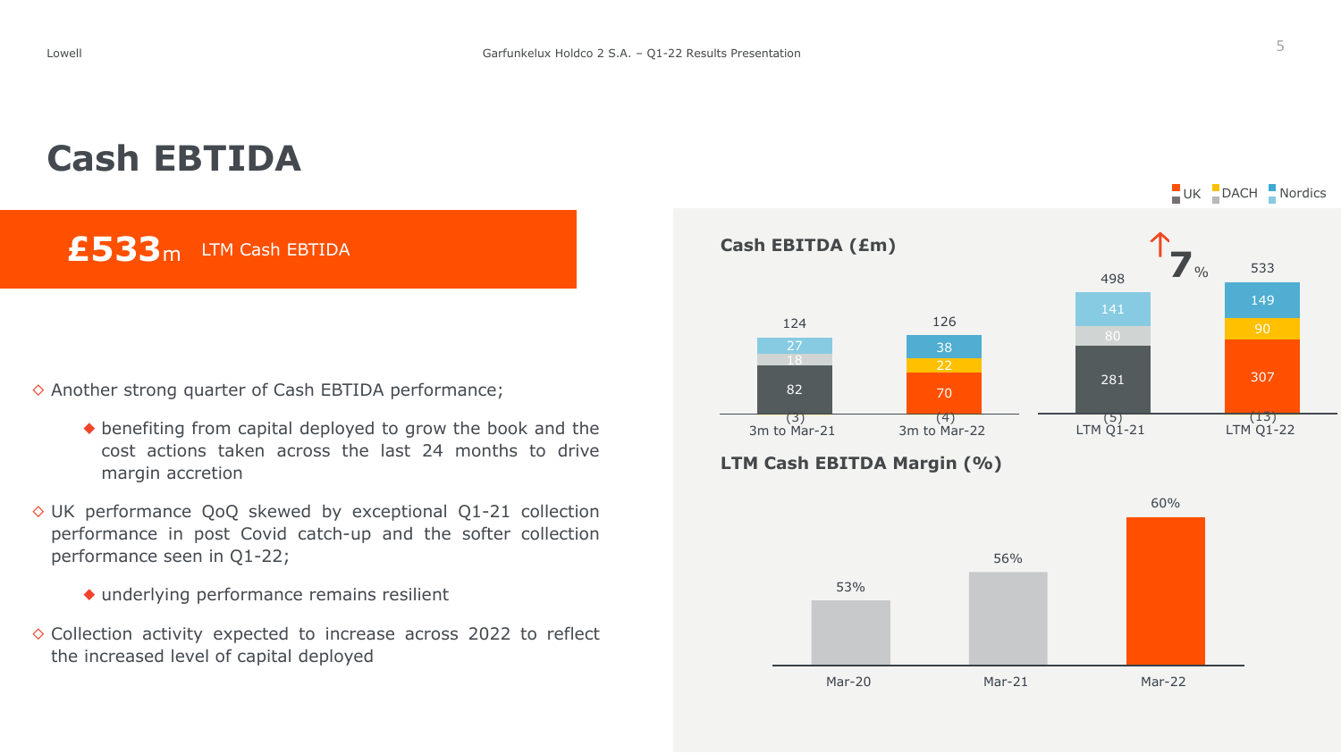# Cash EBTIDA

**£533**m LTM Cash EBTIDA

- ◇ Another strong quarter of Cash EBTIDA performance;
  - ◆ benefiting from capital deployed to grow the book and the cost actions taken across the last 24 months to drive margin accretion
- ◇ UK performance QoQ skewed by exceptional Q1-21 collection performance in post Covid catch-up and the softer collection performance seen in Q1-22;
  - ◆ underlying performance remains resilient
- ◇ Collection activity expected to increase across 2022 to reflect the increased level of capital deployed

**Cash EBITDA (£m)**

| | 3m to Mar-21 | 3m to Mar-22 | LTM Q1-21 | LTM Q1-22 |
|---|---|---|---|---|
| UK | 82 | 70 | 281 | 307 |
| DACH | 18 | 22 | 80 | 90 |
| Nordics | 27 | 38 | 141 | 149 |
| Other | (3) | (4) | (5) | (13) |
| Total | 124 | 126 | 498 | 533 |

↑7% (LTM Q1-21 to LTM Q1-22)

**LTM Cash EBITDA Margin (%)**

| Mar-20 | Mar-21 | Mar-22 |
|---|---|---|
| 53% | 56% | 60% |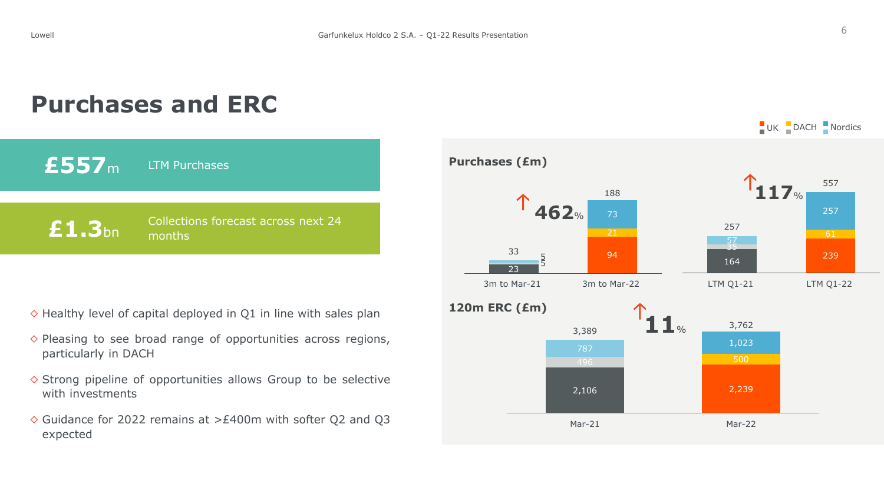# Purchases and ERC

**£557m** LTM Purchases

**£1.3bn** Collections forecast across next 24 months

- Healthy level of capital deployed in Q1 in line with sales plan
- Pleasing to see broad range of opportunities across regions, particularly in DACH
- Strong pipeline of opportunities allows Group to be selective with investments
- Guidance for 2022 remains at >£400m with softer Q2 and Q3 expected

UK | DACH | Nordics

**Purchases (£m)**

| | 3m to Mar-21 | 3m to Mar-22 | LTM Q1-21 | LTM Q1-22 |
|---|---|---|---|---|
| UK | 23 | 94 | 164 | 239 |
| DACH | 5 | 21 | 35 | 61 |
| Nordics | 5 | 73 | 57 | 257 |
| Total | 33 | 188 | 257 | 557 |

↑ 462% (3m to Mar-22 vs 3m to Mar-21)

↑ 117% (LTM Q1-22 vs LTM Q1-21)

**120m ERC (£m)**

| | Mar-21 | Mar-22 |
|---|---|---|
| UK | 2,106 | 2,239 |
| DACH | 496 | 500 |
| Nordics | 787 | 1,023 |
| Total | 3,389 | 3,762 |

↑ 11%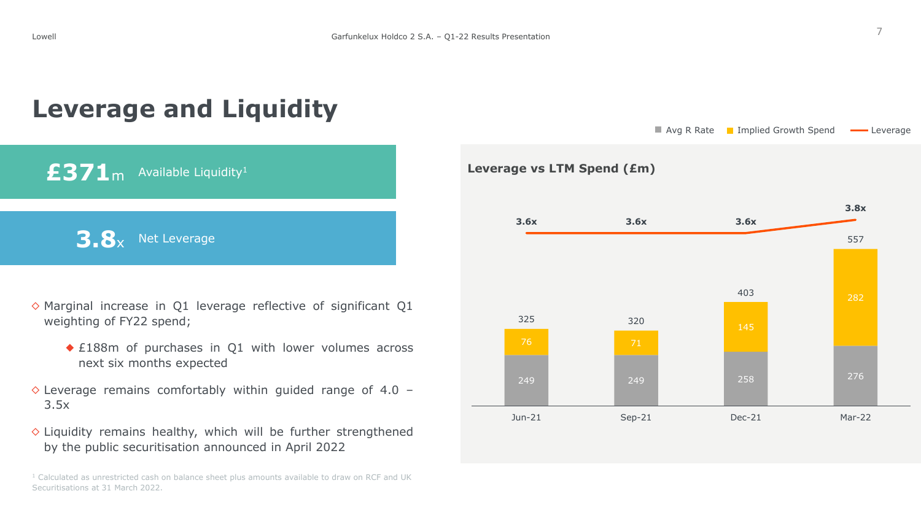# Leverage and Liquidity

**£371**m Available Liquidity[1]

**3.8**x Net Leverage

- ◇ Marginal increase in Q1 leverage reflective of significant Q1 weighting of FY22 spend;
  - ◆ £188m of purchases in Q1 with lower volumes across next six months expected
- ◇ Leverage remains comfortably within guided range of 4.0 – 3.5x
- ◇ Liquidity remains healthy, which will be further strengthened by the public securitisation announced in April 2022

**Leverage vs LTM Spend (£m)**

| | Jun-21 | Sep-21 | Dec-21 | Mar-22 |
|---|---|---|---|---|
| Avg R Rate | 249 | 249 | 258 | 276 |
| Implied Growth Spend | 76 | 71 | 145 | 282 |
| Total | 325 | 320 | 403 | 557 |
| Leverage | 3.6x | 3.6x | 3.6x | 3.8x |

[1] Calculated as unrestricted cash on balance sheet plus amounts available to draw on RCF and UK Securitisations at 31 March 2022.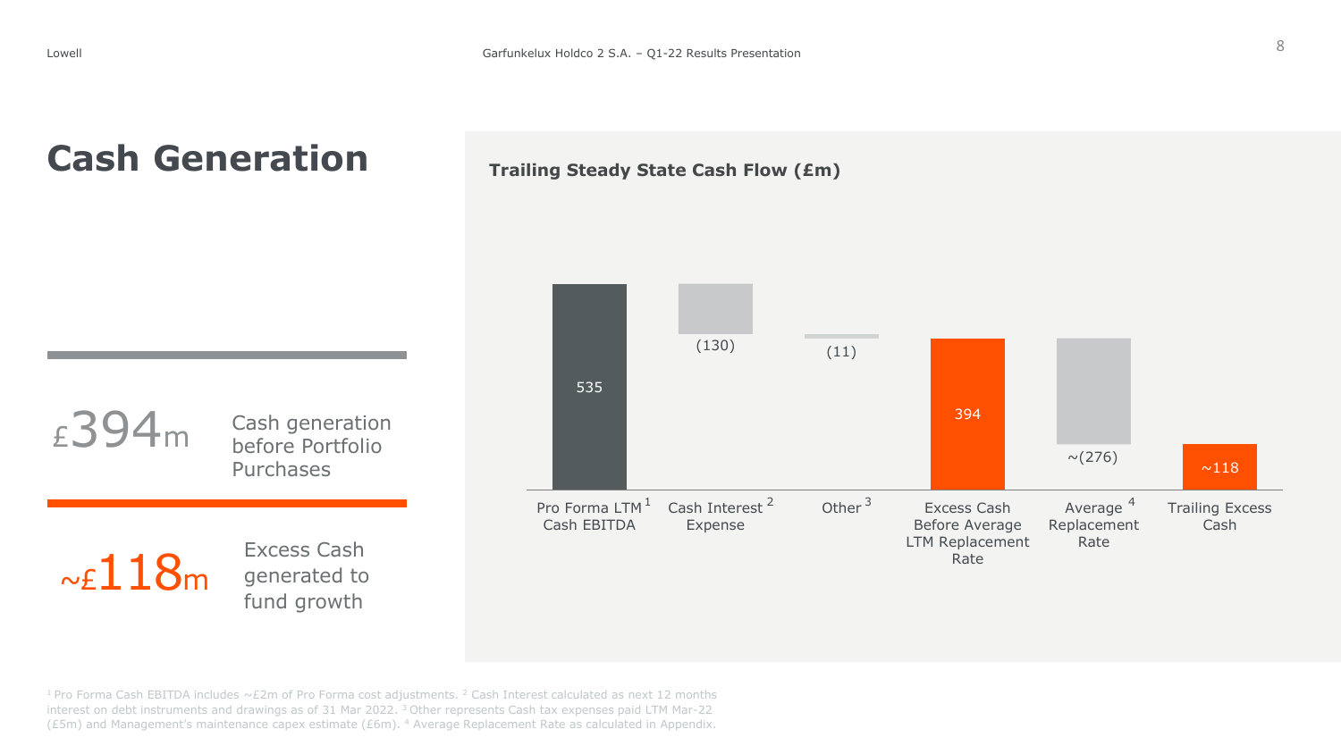# Cash Generation

£394m Cash generation before Portfolio Purchases

~£118m Excess Cash generated to fund growth

## Trailing Steady State Cash Flow (£m)

| Pro Forma LTM Cash EBITDA[1] | Cash Interest Expense[2] | Other[3] | Excess Cash Before Average LTM Replacement Rate | Average Replacement Rate[4] | Trailing Excess Cash |
|---|---|---|---|---|---|
| 535 | (130) | (11) | 394 | ~(276) | ~118 |

[1] Pro Forma Cash EBITDA includes ~£2m of Pro Forma cost adjustments. [2] Cash Interest calculated as next 12 months interest on debt instruments and drawings as of 31 Mar 2022. [3] Other represents Cash tax expenses paid LTM Mar-22 (£5m) and Management's maintenance capex estimate (£6m). [4] Average Replacement Rate as calculated in Appendix.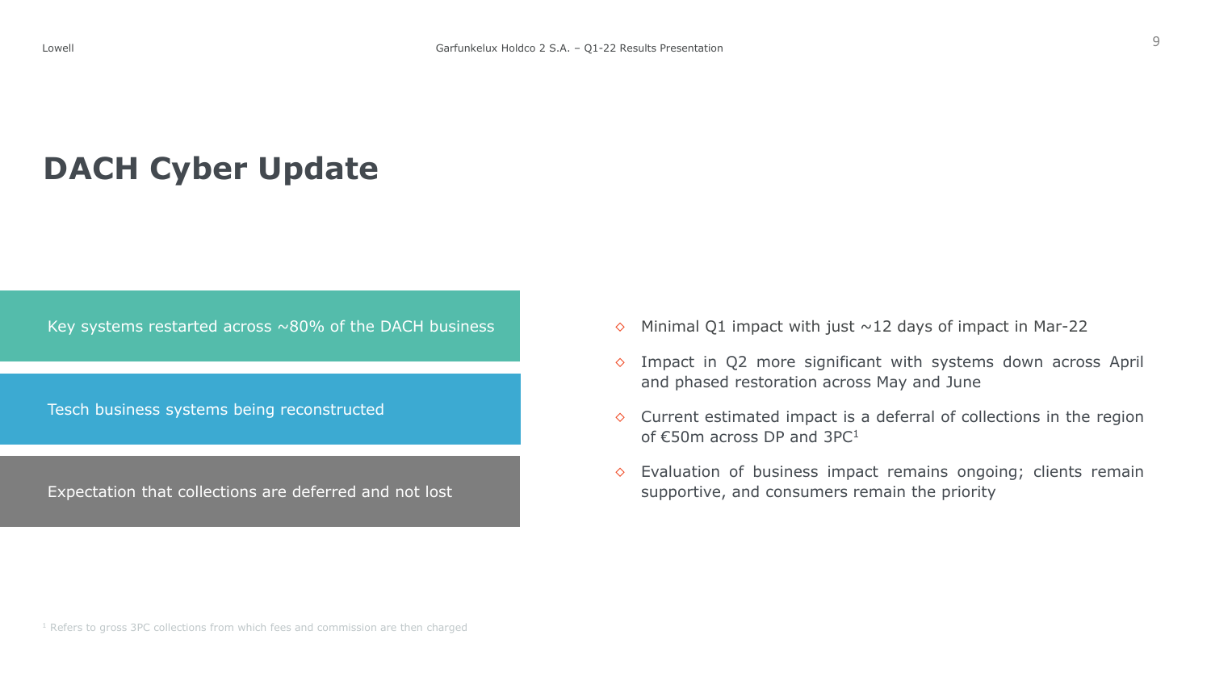# DACH Cyber Update

Key systems restarted across ~80% of the DACH business

Tesch business systems being reconstructed

Expectation that collections are deferred and not lost

- Minimal Q1 impact with just ~12 days of impact in Mar-22
- Impact in Q2 more significant with systems down across April and phased restoration across May and June
- Current estimated impact is a deferral of collections in the region of €50m across DP and 3PC[1]
- Evaluation of business impact remains ongoing; clients remain supportive, and consumers remain the priority

[1] Refers to gross 3PC collections from which fees and commission are then charged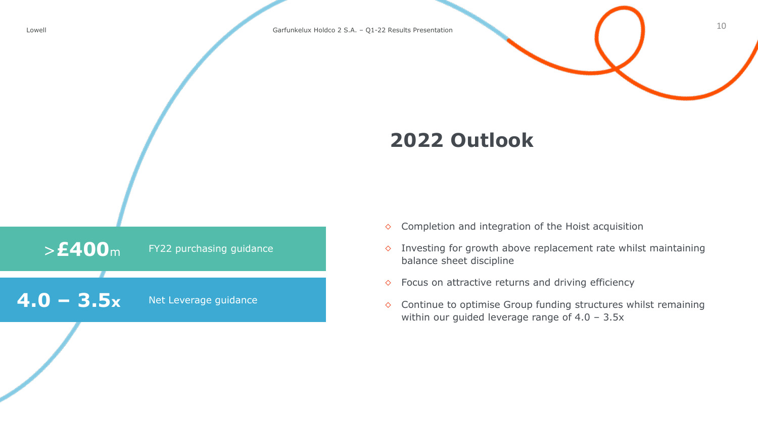# 2022 Outlook

**>£400m** FY22 purchasing guidance

**4.0 – 3.5x** Net Leverage guidance

- Completion and integration of the Hoist acquisition
- Investing for growth above replacement rate whilst maintaining balance sheet discipline
- Focus on attractive returns and driving efficiency
- Continue to optimise Group funding structures whilst remaining within our guided leverage range of 4.0 – 3.5x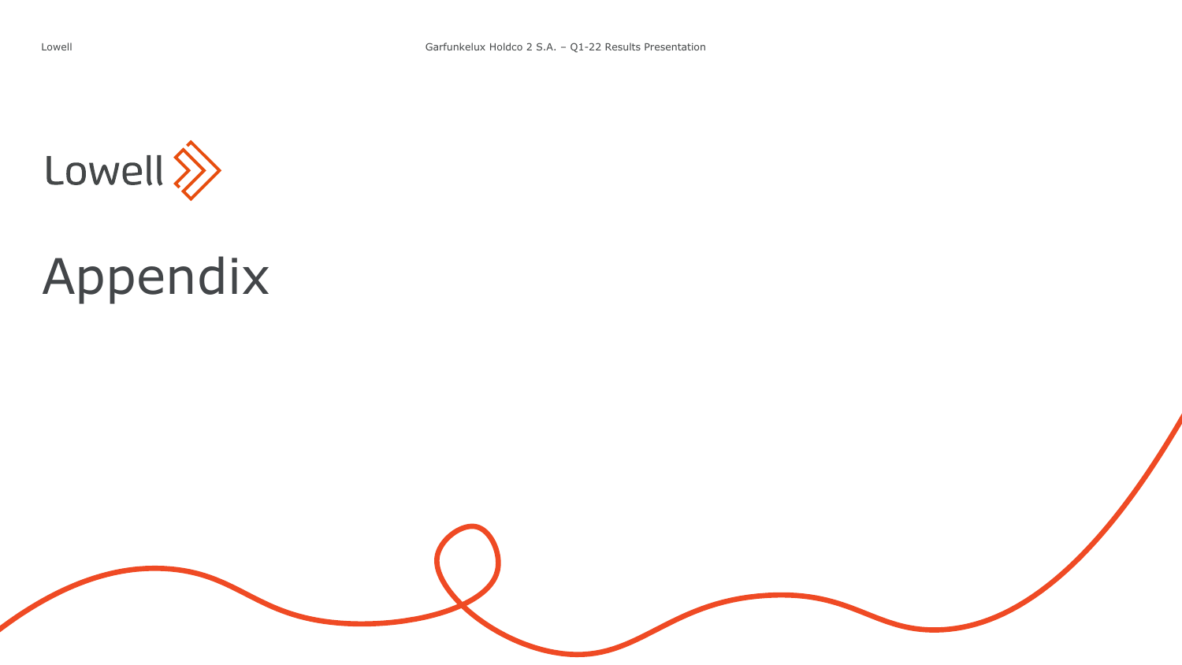Lowell

# Appendix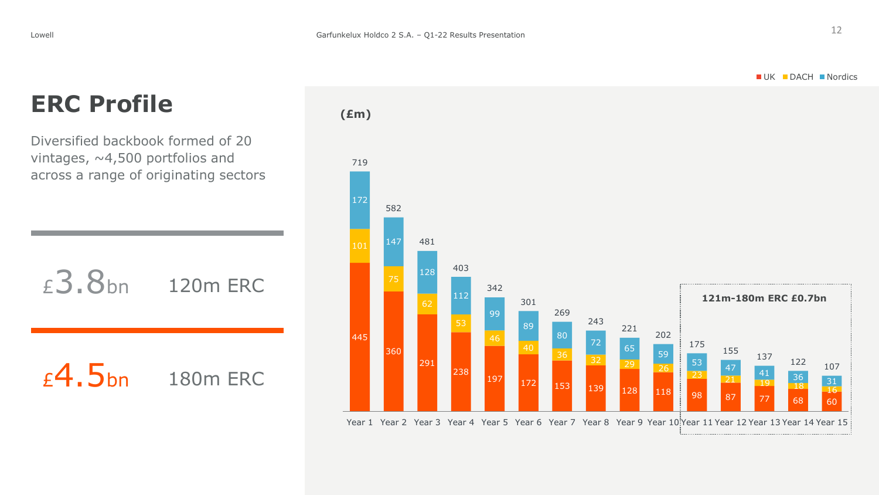# ERC Profile

Diversified backbook formed of 20 vintages, ~4,500 portfolios and across a range of originating sectors

£3.8bn 120m ERC

£4.5bn 180m ERC

(£m)

| | Year 1 | Year 2 | Year 3 | Year 4 | Year 5 | Year 6 | Year 7 | Year 8 | Year 9 | Year 10 | Year 11 | Year 12 | Year 13 | Year 14 | Year 15 |
|---|---|---|---|---|---|---|---|---|---|---|---|---|---|---|---|
| UK | 445 | 360 | 291 | 238 | 197 | 172 | 153 | 139 | 128 | 118 | 98 | 87 | 77 | 68 | 60 |
| DACH | 101 | 75 | 62 | 53 | 46 | 40 | 36 | 32 | 29 | 26 | 23 | 21 | 19 | 18 | 16 |
| Nordics | 172 | 147 | 128 | 112 | 99 | 89 | 80 | 72 | 65 | 59 | 53 | 47 | 41 | 36 | 31 |
| Total | 719 | 582 | 481 | 403 | 342 | 301 | 269 | 243 | 221 | 202 | 175 | 155 | 137 | 122 | 107 |

121m-180m ERC £0.7bn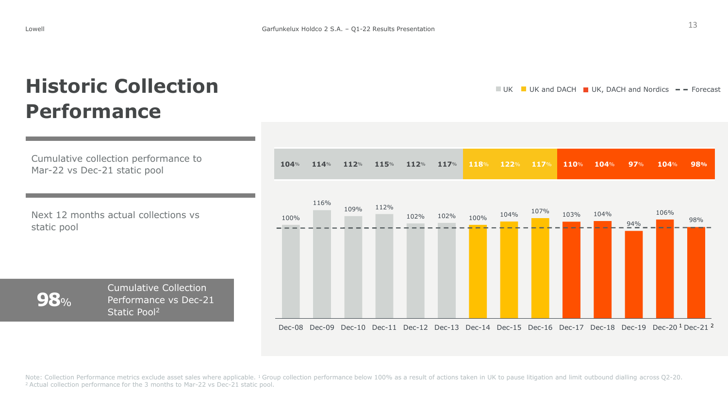# Historic Collection Performance

Cumulative collection performance to Mar-22 vs Dec-21 static pool

Next 12 months actual collections vs static pool

**98%** Cumulative Collection Performance vs Dec-21 Static Pool[2]

UK | UK and DACH | UK, DACH and Nordics | Forecast

| | Dec-08 | Dec-09 | Dec-10 | Dec-11 | Dec-12 | Dec-13 | Dec-14 | Dec-15 | Dec-16 | Dec-17 | Dec-18 | Dec-19 | Dec-20[1] | Dec-21[2] |
|---|---|---|---|---|---|---|---|---|---|---|---|---|---|---|
| Cumulative collection performance to Mar-22 vs Dec-21 static pool | 104% | 114% | 112% | 115% | 112% | 117% | 118% | 122% | 117% | 110% | 104% | 97% | 104% | 98% |
| Next 12 months actual collections vs static pool | 100% | 116% | 109% | 112% | 102% | 102% | 100% | 104% | 107% | 103% | 104% | 94% | 106% | 98% |

Note: Collection Performance metrics exclude asset sales where applicable. [1] Group collection performance below 100% as a result of actions taken in UK to pause litigation and limit outbound dialling across Q2-20. [2] Actual collection performance for the 3 months to Mar-22 vs Dec-21 static pool.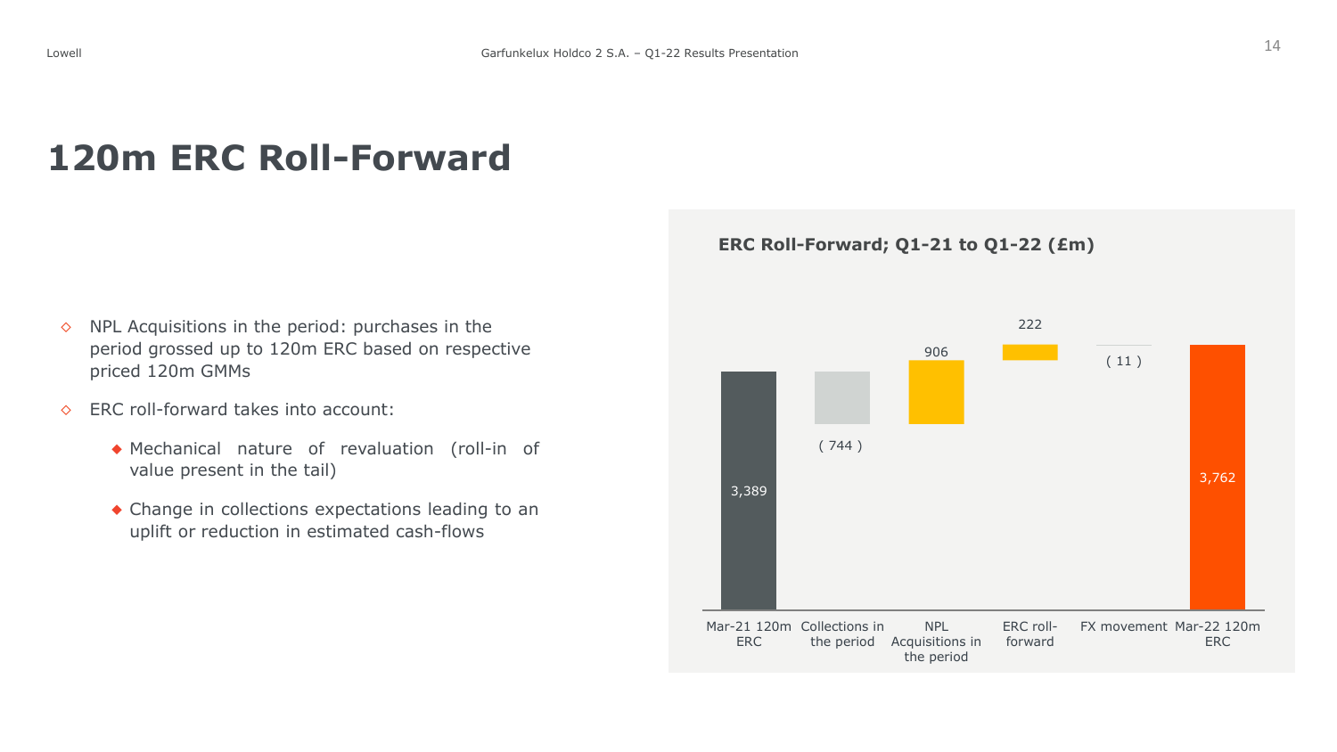# 120m ERC Roll-Forward

- NPL Acquisitions in the period: purchases in the period grossed up to 120m ERC based on respective priced 120m GMMs
- ERC roll-forward takes into account:
  - Mechanical nature of revaluation (roll-in of value present in the tail)
  - Change in collections expectations leading to an uplift or reduction in estimated cash-flows

**ERC Roll-Forward; Q1-21 to Q1-22 (£m)**

| Mar-21 120m ERC | Collections in the period | NPL Acquisitions in the period | ERC roll-forward | FX movement | Mar-22 120m ERC |
|---|---|---|---|---|---|
| 3,389 | ( 744 ) | 906 | 222 | ( 11 ) | 3,762 |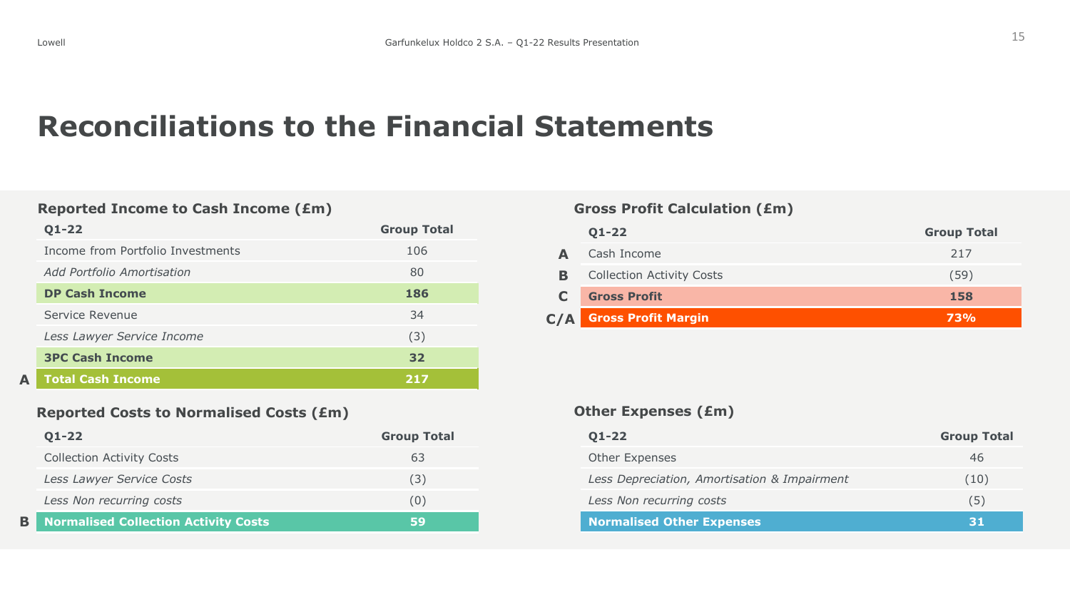# Reconciliations to the Financial Statements

### Reported Income to Cash Income (£m)

| | Q1-22 | Group Total |
|---|---|---|
| | Income from Portfolio Investments | 106 |
| | *Add Portfolio Amortisation* | 80 |
| | **DP Cash Income** | **186** |
| | Service Revenue | 34 |
| | *Less Lawyer Service Income* | (3) |
| | **3PC Cash Income** | **32** |
| **A** | **Total Cash Income** | **217** |

### Reported Costs to Normalised Costs (£m)

| | Q1-22 | Group Total |
|---|---|---|
| | Collection Activity Costs | 63 |
| | *Less Lawyer Service Costs* | (3) |
| | *Less Non recurring costs* | (0) |
| **B** | **Normalised Collection Activity Costs** | **59** |

### Gross Profit Calculation (£m)

| | Q1-22 | Group Total |
|---|---|---|
| **A** | Cash Income | 217 |
| **B** | Collection Activity Costs | (59) |
| **C** | **Gross Profit** | **158** |
| **C/A** | **Gross Profit Margin** | **73%** |

### Other Expenses (£m)

| Q1-22 | Group Total |
|---|---|
| Other Expenses | 46 |
| *Less Depreciation, Amortisation & Impairment* | (10) |
| *Less Non recurring costs* | (5) |
| **Normalised Other Expenses** | **31** |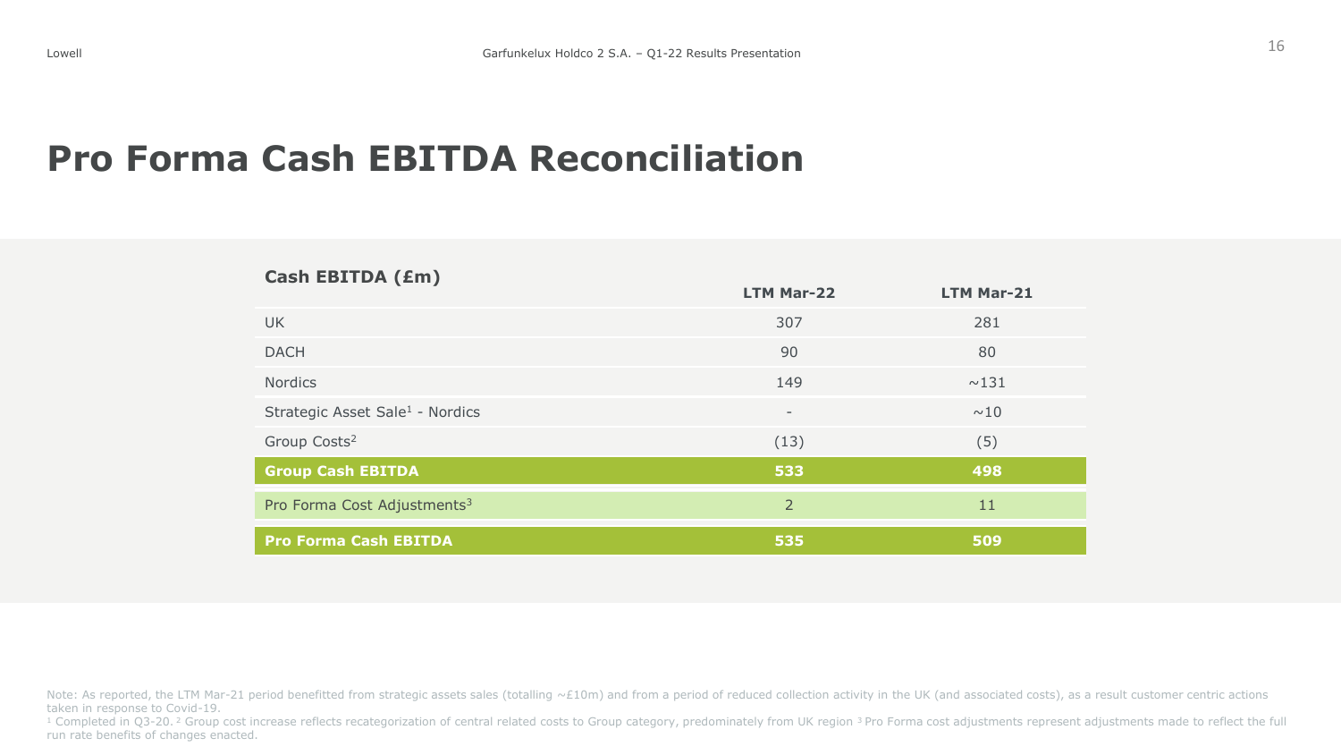# Pro Forma Cash EBITDA Reconciliation

| Cash EBITDA (£m) | LTM Mar-22 | LTM Mar-21 |
|---|---|---|
| UK | 307 | 281 |
| DACH | 90 | 80 |
| Nordics | 149 | ~131 |
| Strategic Asset Sale[1] - Nordics | - | ~10 |
| Group Costs[2] | (13) | (5) |
| **Group Cash EBITDA** | **533** | **498** |
| Pro Forma Cost Adjustments[3] | 2 | 11 |
| **Pro Forma Cash EBITDA** | **535** | **509** |

Note: As reported, the LTM Mar-21 period benefitted from strategic assets sales (totalling ~£10m) and from a period of reduced collection activity in the UK (and associated costs), as a result customer centric actions taken in response to Covid-19.

[1] Completed in Q3-20. [2] Group cost increase reflects recategorization of central related costs to Group category, predominately from UK region [3] Pro Forma cost adjustments represent adjustments made to reflect the full run rate benefits of changes enacted.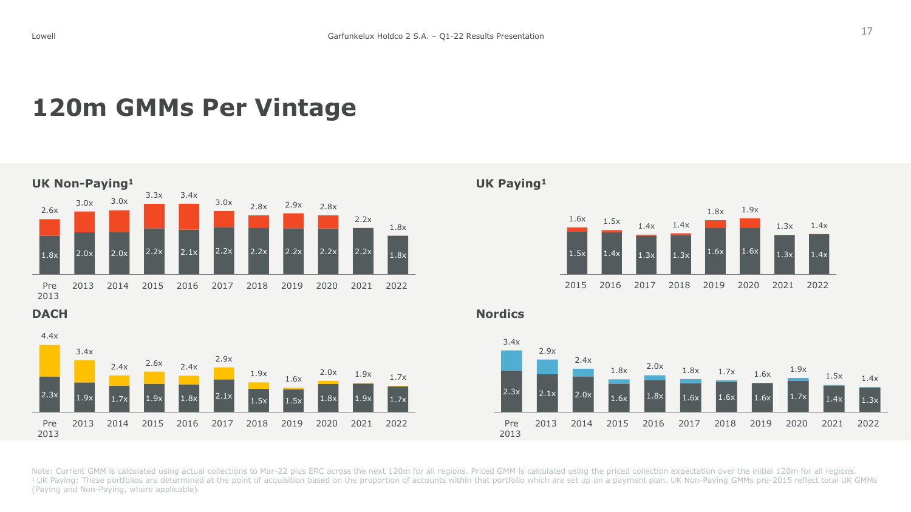# 120m GMMs Per Vintage

## UK Non-Paying[1]

| Vintage | Priced GMM | Current GMM |
|---|---|---|
| Pre 2013 | 1.8x | 2.6x |
| 2013 | 2.0x | 3.0x |
| 2014 | 2.0x | 3.0x |
| 2015 | 2.2x | 3.3x |
| 2016 | 2.1x | 3.4x |
| 2017 | 2.2x | 3.0x |
| 2018 | 2.2x | 2.8x |
| 2019 | 2.2x | 2.9x |
| 2020 | 2.2x | 2.8x |
| 2021 | 2.2x | 2.2x |
| 2022 | 1.8x | 1.8x |

## UK Paying[1]

| Vintage | Priced GMM | Current GMM |
|---|---|---|
| 2015 | 1.5x | 1.6x |
| 2016 | 1.4x | 1.5x |
| 2017 | 1.3x | 1.4x |
| 2018 | 1.3x | 1.4x |
| 2019 | 1.6x | 1.8x |
| 2020 | 1.6x | 1.9x |
| 2021 | 1.3x | 1.3x |
| 2022 | 1.4x | 1.4x |

## DACH

| Vintage | Priced GMM | Current GMM |
|---|---|---|
| Pre 2013 | 2.3x | 4.4x |
| 2013 | 1.9x | 3.4x |
| 2014 | 1.7x | 2.4x |
| 2015 | 1.9x | 2.6x |
| 2016 | 1.8x | 2.4x |
| 2017 | 2.1x | 2.9x |
| 2018 | 1.5x | 1.9x |
| 2019 | 1.5x | 1.6x |
| 2020 | 1.8x | 2.0x |
| 2021 | 1.9x | 1.9x |
| 2022 | 1.7x | 1.7x |

## Nordics

| Vintage | Priced GMM | Current GMM |
|---|---|---|
| Pre 2013 | 2.3x | 3.4x |
| 2013 | 2.1x | 2.9x |
| 2014 | 2.0x | 2.4x |
| 2015 | 1.6x | 1.8x |
| 2016 | 1.8x | 2.0x |
| 2017 | 1.6x | 1.8x |
| 2018 | 1.6x | 1.7x |
| 2019 | 1.6x | 1.6x |
| 2020 | 1.7x | 1.9x |
| 2021 | 1.4x | 1.5x |
| 2022 | 1.3x | 1.4x |

Note: Current GMM is calculated using actual collections to Mar-22 plus ERC across the next 120m for all regions. Priced GMM is calculated using the priced collection expectation over the initial 120m for all regions.
[1] UK Paying: These portfolios are determined at the point of acquisition based on the proportion of accounts within that portfolio which are set up on a payment plan. UK Non-Paying GMMs pre-2015 reflect total UK GMMs (Paying and Non-Paying, where applicable).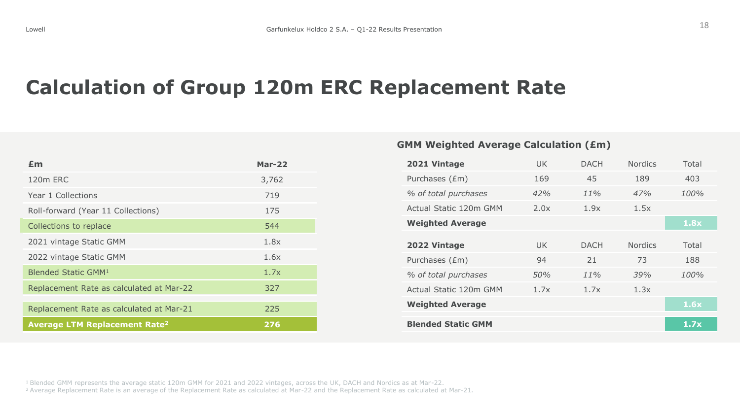# Calculation of Group 120m ERC Replacement Rate

| £m | Mar-22 |
|---|---|
| 120m ERC | 3,762 |
| Year 1 Collections | 719 |
| Roll-forward (Year 11 Collections) | 175 |
| Collections to replace | 544 |
| 2021 vintage Static GMM | 1.8x |
| 2022 vintage Static GMM | 1.6x |
| Blended Static GMM[1] | 1.7x |
| Replacement Rate as calculated at Mar-22 | 327 |
| Replacement Rate as calculated at Mar-21 | 225 |
| **Average LTM Replacement Rate[2]** | **276** |

### GMM Weighted Average Calculation (£m)

| **2021 Vintage** | UK | DACH | Nordics | Total |
|---|---|---|---|---|
| Purchases (£m) | 169 | 45 | 189 | 403 |
| *% of total purchases* | *42%* | *11%* | *47%* | *100%* |
| Actual Static 120m GMM | 2.0x | 1.9x | 1.5x | |
| **Weighted Average** | | | | **1.8x** |

| **2022 Vintage** | UK | DACH | Nordics | Total |
|---|---|---|---|---|
| Purchases (£m) | 94 | 21 | 73 | 188 |
| *% of total purchases* | *50%* | *11%* | *39%* | *100%* |
| Actual Static 120m GMM | 1.7x | 1.7x | 1.3x | |
| **Weighted Average** | | | | **1.6x** |
| **Blended Static GMM** | | | | **1.7x** |

[1] Blended GMM represents the average static 120m GMM for 2021 and 2022 vintages, across the UK, DACH and Nordics as at Mar-22.
[2] Average Replacement Rate is an average of the Replacement Rate as calculated at Mar-22 and the Replacement Rate as calculated at Mar-21.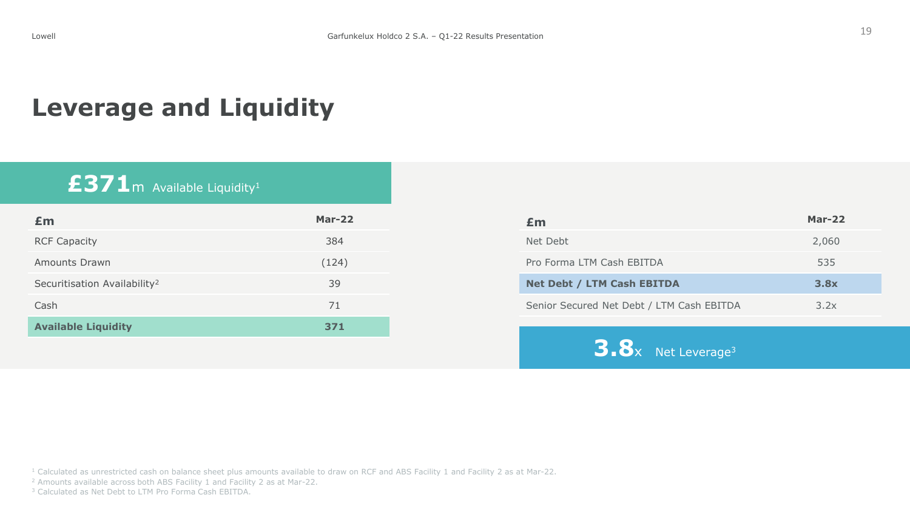# Leverage and Liquidity

**£371**m Available Liquidity[1]

| £m | Mar-22 |
|---|---|
| RCF Capacity | 384 |
| Amounts Drawn | (124) |
| Securitisation Availability[2] | 39 |
| Cash | 71 |
| **Available Liquidity** | **371** |

| £m | Mar-22 |
|---|---|
| Net Debt | 2,060 |
| Pro Forma LTM Cash EBITDA | 535 |
| **Net Debt / LTM Cash EBITDA** | **3.8x** |
| Senior Secured Net Debt / LTM Cash EBITDA | 3.2x |

**3.8**x Net Leverage[3]

[1] Calculated as unrestricted cash on balance sheet plus amounts available to draw on RCF and ABS Facility 1 and Facility 2 as at Mar-22.
[2] Amounts available across both ABS Facility 1 and Facility 2 as at Mar-22.
[3] Calculated as Net Debt to LTM Pro Forma Cash EBITDA.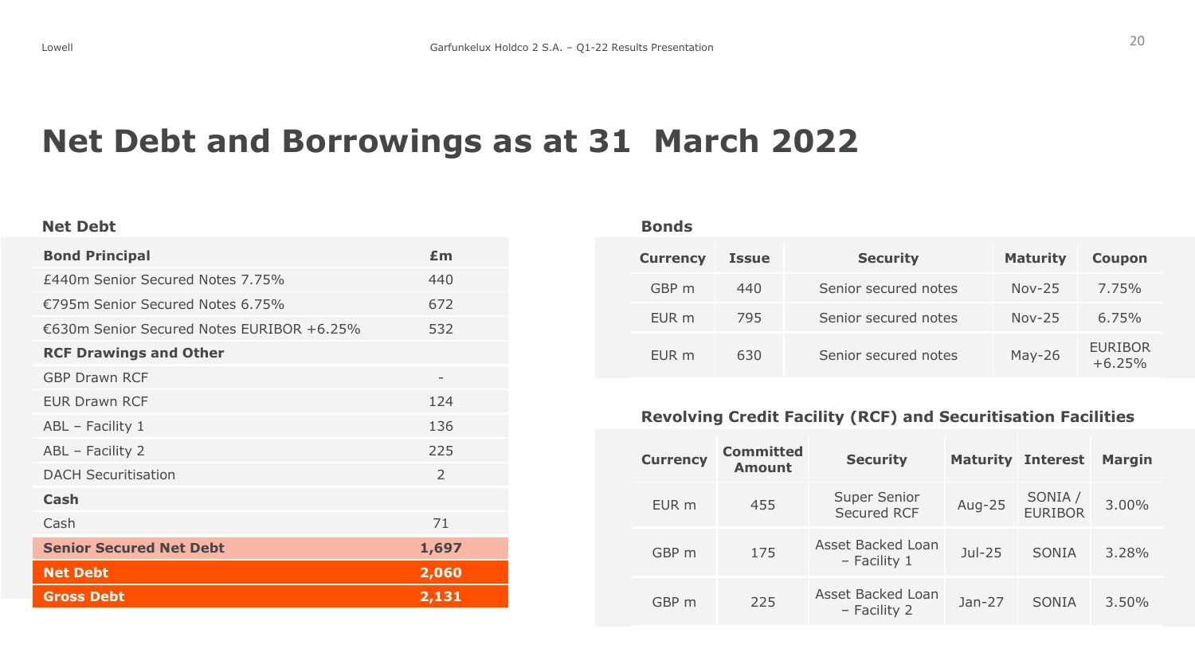# Net Debt and Borrowings as at 31 March 2022

## Net Debt

| Bond Principal | £m |
|---|---|
| £440m Senior Secured Notes 7.75% | 440 |
| €795m Senior Secured Notes 6.75% | 672 |
| €630m Senior Secured Notes EURIBOR +6.25% | 532 |
| **RCF Drawings and Other** | |
| GBP Drawn RCF | - |
| EUR Drawn RCF | 124 |
| ABL – Facility 1 | 136 |
| ABL – Facility 2 | 225 |
| DACH Securitisation | 2 |
| **Cash** | |
| Cash | 71 |
| **Senior Secured Net Debt** | **1,697** |
| **Net Debt** | **2,060** |
| **Gross Debt** | **2,131** |

## Bonds

| Currency | Issue | Security | Maturity | Coupon |
|---|---|---|---|---|
| GBP m | 440 | Senior secured notes | Nov-25 | 7.75% |
| EUR m | 795 | Senior secured notes | Nov-25 | 6.75% |
| EUR m | 630 | Senior secured notes | May-26 | EURIBOR +6.25% |

## Revolving Credit Facility (RCF) and Securitisation Facilities

| Currency | Committed Amount | Security | Maturity | Interest | Margin |
|---|---|---|---|---|---|
| EUR m | 455 | Super Senior Secured RCF | Aug-25 | SONIA / EURIBOR | 3.00% |
| GBP m | 175 | Asset Backed Loan – Facility 1 | Jul-25 | SONIA | 3.28% |
| GBP m | 225 | Asset Backed Loan – Facility 2 | Jan-27 | SONIA | 3.50% |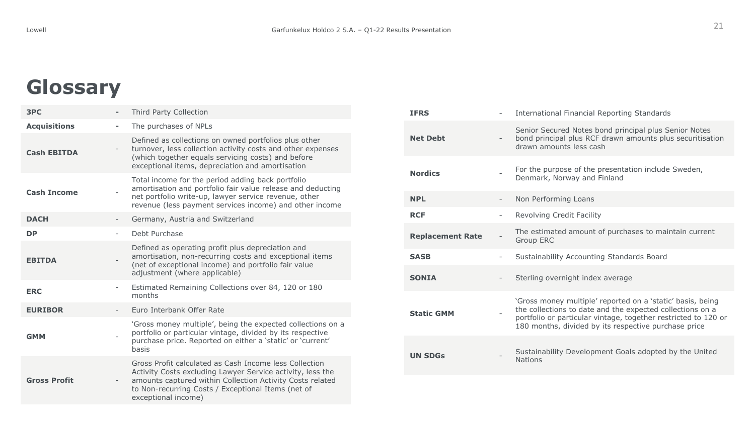# Glossary

| Term | | Definition |
|---|---|---|
| **3PC** | - | Third Party Collection |
| **Acquisitions** | - | The purchases of NPLs |
| **Cash EBITDA** | - | Defined as collections on owned portfolios plus other turnover, less collection activity costs and other expenses (which together equals servicing costs) and before exceptional items, depreciation and amortisation |
| **Cash Income** | - | Total income for the period adding back portfolio amortisation and portfolio fair value release and deducting net portfolio write-up, lawyer service revenue, other revenue (less payment services income) and other income |
| **DACH** | - | Germany, Austria and Switzerland |
| **DP** | - | Debt Purchase |
| **EBITDA** | - | Defined as operating profit plus depreciation and amortisation, non-recurring costs and exceptional items (net of exceptional income) and portfolio fair value adjustment (where applicable) |
| **ERC** | - | Estimated Remaining Collections over 84, 120 or 180 months |
| **EURIBOR** | - | Euro Interbank Offer Rate |
| **GMM** | - | 'Gross money multiple', being the expected collections on a portfolio or particular vintage, divided by its respective purchase price. Reported on either a 'static' or 'current' basis |
| **Gross Profit** | - | Gross Profit calculated as Cash Income less Collection Activity Costs excluding Lawyer Service activity, less the amounts captured within Collection Activity Costs related to Non-recurring Costs / Exceptional Items (net of exceptional income) |
| **IFRS** | - | International Financial Reporting Standards |
| **Net Debt** | - | Senior Secured Notes bond principal plus Senior Notes bond principal plus RCF drawn amounts plus securitisation drawn amounts less cash |
| **Nordics** | - | For the purpose of the presentation include Sweden, Denmark, Norway and Finland |
| **NPL** | - | Non Performing Loans |
| **RCF** | - | Revolving Credit Facility |
| **Replacement Rate** | - | The estimated amount of purchases to maintain current Group ERC |
| **SASB** | - | Sustainability Accounting Standards Board |
| **SONIA** | - | Sterling overnight index average |
| **Static GMM** | - | 'Gross money multiple' reported on a 'static' basis, being the collections to date and the expected collections on a portfolio or particular vintage, together restricted to 120 or 180 months, divided by its respective purchase price |
| **UN SDGs** | - | Sustainability Development Goals adopted by the United Nations |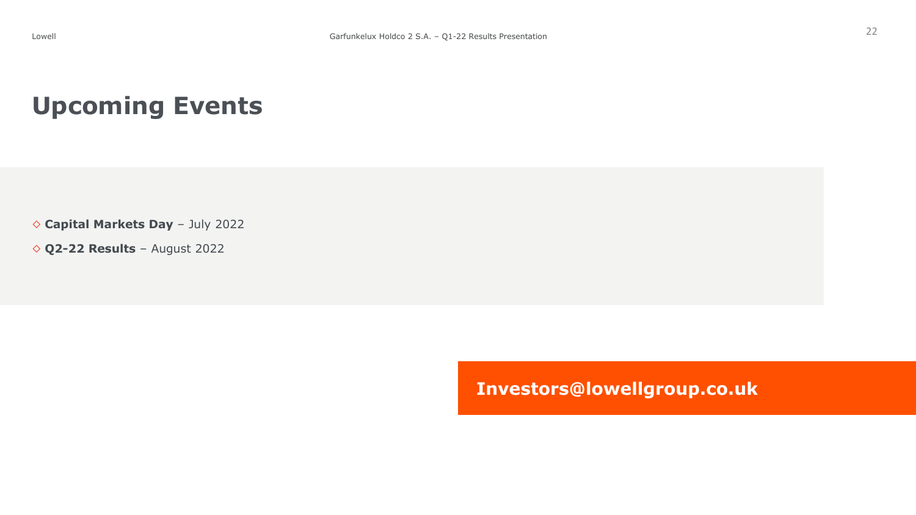# Upcoming Events

- **Capital Markets Day** – July 2022
- **Q2-22 Results** – August 2022

**Investors@lowellgroup.co.uk**